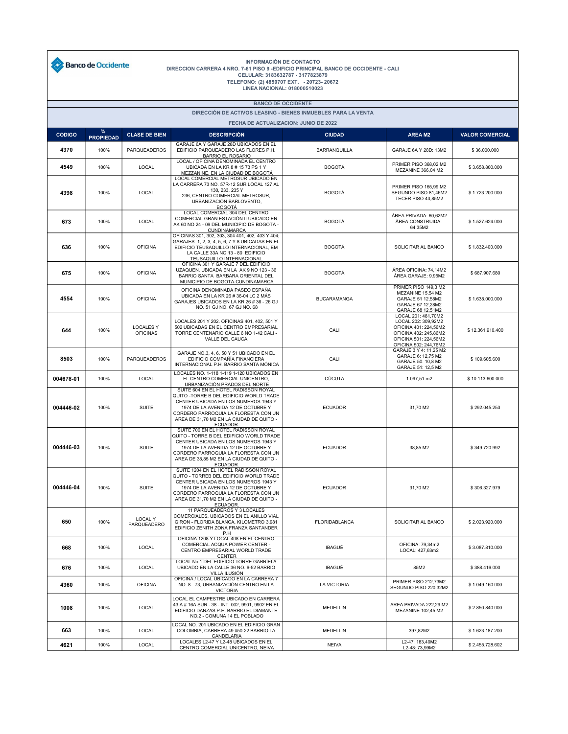Banco de Occidente

**INFORMACIÓN DE CONTACTO**
**DIRECCION CARRERA 4 NRO. 7-61 PISO 9 -EDIFICIO PRINCIPAL BANCO DE OCCIDENTE - CALI**
**CELULAR: 3183632787 - 3177823879**
**TELEFONO: (2) 4850707 EXT. - 20723- 20672**
**LINEA NACIONAL: 018000510023**

**BANCO DE OCCIDENTE**

**DIRECCIÓN DE ACTIVOS LEASING - BIENES INMUEBLES PARA LA VENTA**

**FECHA DE ACTUALIZACION: JUNIO DE 2022**

| CODIGO | % PROPIEDAD | CLASE DE BIEN | DESCRIPCIÓN | CIUDAD | AREA M2 | VALOR COMERCIAL |
|---|---|---|---|---|---|---|
| 4370 | 100% | PARQUEADEROS | GARAJE 6A Y GARAJE 28D UBICADOS EN EL EDIFICIO PARQUEADERO LAS FLORES P.H. BARRIO EL ROSARIO | BARRANQUILLA | GARAJE 6A Y 28D: 13M2 | $ 36.000.000 |
| 4549 | 100% | LOCAL | LOCAL / OFICINA DENOMINADA EL CENTRO UBICADA EN LA KR 8 # 15 73 PS 1 Y MEZZANINE, EN LA CIUDAD DE BOGOTÁ | BOGOTÁ | PRIMER PISO 368,02 M2 MEZANINE 366,04 M2 | $ 3.658.800.000 |
| 4398 | 100% | LOCAL | LOCAL COMERCIAL METROSUR UBICADO EN LA CARRERA 73 NO. 57R-12 SUR LOCAL 127 AL 130, 233, 235 Y 236, CENTRO COMERCIAL METROSUR, URBANIZACIÓN BARLOVENTO, BOGOTÁ | BOGOTÁ | PRIMER PISO 165,99 M2 SEGUNDO PISO 81,46M2 TECER PISO 43,85M2 | $ 1.723.200.000 |
| 673 | 100% | LOCAL | LOCAL COMERCIAL 304 DEL CENTRO COMERCIAL GRAN ESTACIÓN II UBICADO EN AK 60 NO 24 - 09 DEL MUNICIPIO DE BOGOTA - CUNDINAMARCA | BOGOTÁ | ÁREA PRIVADA: 60,62M2 ÁREA CONSTRUIDA: 64,35M2 | $ 1.527.624.000 |
| 636 | 100% | OFICINA | OFICINAS 301, 302, 303, 304 401, 402, 403 Y 404; GARAJES 1, 2, 3, 4, 5, 6, 7 Y 8 UBICADAS EN EL EDIFICIO TEUSAQUILLO INTERNACIONAL, EM LA CALLE 33A NO 13 - 80 EDIFICIO TEUSAQUILLO INTERNACIONAL. | BOGOTÁ | SOLICITAR AL BANCO | $ 1.832.400.000 |
| 675 | 100% | OFICINA | OFICINA 301 Y GARAJE 7 DEL EDIFICIO UZAQUEN. UBICADA EN LA AK 9 NO 123 - 36 BARRIO SANTA BARBARA ORIENTAL DEL MUNICIPIO DE BOGOTA-CUNDINAMARCA | BOGOTÁ | ÁREA OFICINA: 74,14M2 ÁREA GARAJE: 9,95M2 | $ 687.907.680 |
| 4554 | 100% | OFICINA | OFICINA DENOMINADA PASEO ESPAÑA UBICADA EN LA KR 26 # 36-04 LC 2 MÁS GARAJES UBICADOS EN LA KR 26 # 36 - 26 GJ NO. 51 GJ NO. 67 GJ NO. 68 | BUCARAMANGA | PRIMER PISO 149,3 M2 MEZANINE 15,54 M2 GARAJE 51 12,58M2 GARAJE 67 12,28M2 GARAJE 68 12,51M2 | $ 1.638.000.000 |
| 644 | 100% | LOCALES Y OFICINAS | LOCALES 201 Y 202. OFICINAS 401, 402, 501 Y 502 UBICADAS EN EL CENTRO EMPRESARIAL TORRE CENTENARIO CALLE 6 NO 1-42 CALI - VALLE DEL CAUCA. | CALI | LOCAL 201: 481,70M2 LOCAL 202: 309,92M2 OFICINA 401: 224,56M2 OFICINA 402: 245,86M2 OFICINA 501: 224,56M2 OFICINA 502: 244,76M2 | $ 12.361.910.400 |
| 8503 | 100% | PARQUEADEROS | GARAJE NO.3, 4, 6, 50 Y 51 UBICADO EN EL EDIFICIO COMPAÑÍA FINANCIERA INTERNACIONAL P.H. BARRIO SANTA MÓNICA | CALI | GARAJE 3 Y 4: 11,25 M2 GARAJE 6: 12,75 M2 GARAJE 50: 10,8 M2 GARAJE 51: 12,5 M2 | $ 109.605.600 |
| 004678-01 | 100% | LOCAL | LOCALES NO. 1-118 1-119 1-120 UBICADOS EN EL CENTRO COMERCIAL UNICENTRO, URBANIZACIÓN PRADOS DEL NORTE | CÚCUTA | 1.097,51 m2 | $ 10.113.600.000 |
| 004446-02 | 100% | SUITE | SUITE 604 EN EL HOTEL RADISSON ROYAL QUITO -TORRE B DEL EDIFICIO WORLD TRADE CENTER UBICADA EN LOS NUMEROS 1943 Y 1974 DE LA AVENIDA 12 DE OCTUBRE Y CORDERO PARROQUIA LA FLORESTA CON UN AREA DE 31,70 M2 EN LA CIUDAD DE QUITO - ECUADOR. | ECUADOR | 31,70 M2 | $ 292.045.253 |
| 004446-03 | 100% | SUITE | SUITE 706 EN EL HOTEL RADISSON ROYAL QUITO - TORRE B DEL EDIFICIO WORLD TRADE CENTER UBICADA EN LOS NUMEROS 1943 Y 1974 DE LA AVENIDA 12 DE OCTUBRE Y CORDERO PARROQUIA LA FLORESTA CON UN AREA DE 38,85 M2 EN LA CIUDAD DE QUITO - ECUADOR. | ECUADOR | 38,85 M2 | $ 349.720.992 |
| 004446-04 | 100% | SUITE | SUITE 1204 EN EL HOTEL RADISSON ROYAL QUITO - TORREB DEL EDIFICIO WORLD TRADE CENTER UBICADA EN LOS NUMEROS 1943 Y 1974 DE LA AVENIDA 12 DE OCTUBRE Y CORDERO PARROQUIA LA FLORESTA CON UN AREA DE 31,70 M2 EN LA CIUDAD DE QUITO - ECUADOR. | ECUADOR | 31,70 M2 | $ 306.327.979 |
| 650 | 100% | LOCAL Y PARQUEADERO | 11 PARQUEADEROS Y 3 LOCALES COMERCIALES, UBICADOS EN EL ANILLO VIAL GIRON - FLORIDA BLANCA, KILOMETRO 3.981 EDIFICIO ZENITH ZONA FRANZA SANTANDER P.H | FLORIDABLANCA | SOLICITAR AL BANCO | $ 2.023.920.000 |
| 668 | 100% | LOCAL | OFICINA 1208 Y LOCAL 408 EN EL CENTRO COMERCIAL ACQUA POWER CENTER - CENTRO EMPRESARIAL WORLD TRADE CENTER | IBAGUÉ | OFICINA: 79,34m2 LOCAL: 427,63m2 | $ 3.087.810.000 |
| 676 | 100% | LOCAL | LOCAL No 1 DEL EDIFICIO TORRE GABRIELA UBICADO EN LA CALLE 36 NO. 6-52 BARRIO VILLA ILUSIÓN | IBAGUÉ | 85M2 | $ 388.416.000 |
| 4360 | 100% | OFICINA | OFICINA / LOCAL UBICADO EN LA CARRERA 7 NO. 8 - 73, URBANIZACIÓN CENTRO EN LA VICTORIA | LA VICTORIA | PRIMER PISO 212,73M2 SEGUNDO PISO 220,32M2 | $ 1.049.160.000 |
| 1008 | 100% | LOCAL | LOCAL EL CAMPESTRE UBICADO EN CARRERA 43 A # 16A SUR - 38 - INT. 002, 9901, 9902 EN EL EDIFICIO DANZAS P.H. BARRIO EL DIAMANTE NO.2 - COMUNA 14 EL POBLADO | MEDELLIN | AREA PRIVADA 222,29 M2 MEZANINE 102,45 M2 | $ 2.850.840.000 |
| 663 | 100% | LOCAL | LOCAL NO. 201 UBICADO EN EL EDIFICIO GRAN COLOMBIA, CARRERA 49 #50-22 BARRIO LA CANDELARIA | MEDELLIN | 397,82M2 | $ 1.623.187.200 |
| 4621 | 100% | LOCAL | LOCALES L2-47 Y L2-48 UBICADOS EN EL CENTRO COMERCIAL UNICENTRO, NEIVA | NEIVA | L2-47: 183,40M2 L2-48: 73,99M2 | $ 2.455.728.602 |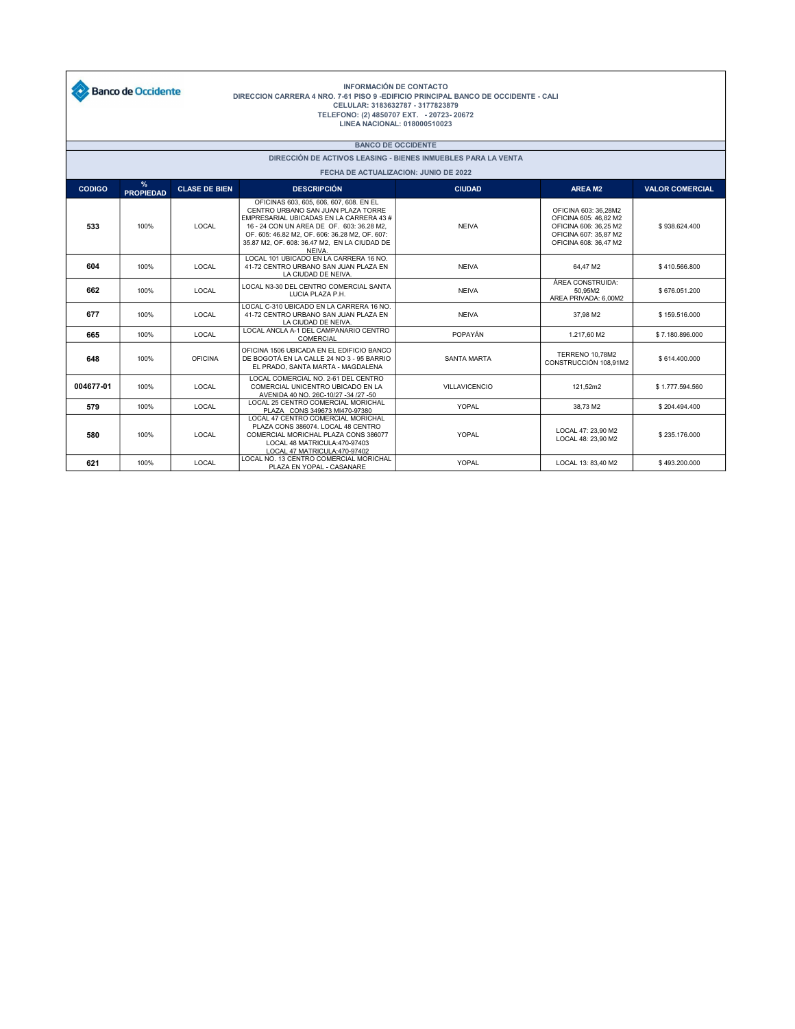Banco de Occidente

**INFORMACIÓN DE CONTACTO**
**DIRECCION CARRERA 4 NRO. 7-61 PISO 9 -EDIFICIO PRINCIPAL BANCO DE OCCIDENTE - CALI**
**CELULAR: 3183632787 - 3177823879**
**TELEFONO: (2) 4850707 EXT. - 20723- 20672**
**LINEA NACIONAL: 018000510023**

**BANCO DE OCCIDENTE**

**DIRECCIÓN DE ACTIVOS LEASING - BIENES INMUEBLES PARA LA VENTA**

**FECHA DE ACTUALIZACION: JUNIO DE 2022**

| CODIGO | % PROPIEDAD | CLASE DE BIEN | DESCRIPCIÓN | CIUDAD | AREA M2 | VALOR COMERCIAL |
|---|---|---|---|---|---|---|
| **533** | 100% | LOCAL | OFICINAS 603, 605, 606, 607, 608. EN EL CENTRO URBANO SAN JUAN PLAZA TORRE EMPRESARIAL UBICADAS EN LA CARRERA 43 # 16 - 24 CON UN AREA DE OF. 603: 36.28 M2, OF. 605: 46.82 M2, OF. 606: 36.28 M2, OF. 607: 35.87 M2, OF. 608: 36.47 M2, EN LA CIUDAD DE NEIVA. | NEIVA | OFICINA 603: 36,28M2 OFICINA 605: 46,82 M2 OFICINA 606: 36,25 M2 OFICINA 607: 35,87 M2 OFICINA 608: 36,47 M2 | $ 938.624.400 |
| **604** | 100% | LOCAL | LOCAL 101 UBICADO EN LA CARRERA 16 NO. 41-72 CENTRO URBANO SAN JUAN PLAZA EN LA CIUDAD DE NEIVA. | NEIVA | 64,47 M2 | $ 410.566.800 |
| **662** | 100% | LOCAL | LOCAL N3-30 DEL CENTRO COMERCIAL SANTA LUCIA PLAZA P.H. | NEIVA | ÁREA CONSTRUIDA: 50,95M2 ÁREA PRIVADA: 6,00M2 | $ 676.051.200 |
| **677** | 100% | LOCAL | LOCAL C-310 UBICADO EN LA CARRERA 16 NO. 41-72 CENTRO URBANO SAN JUAN PLAZA EN LA CIUDAD DE NEIVA. | NEIVA | 37,98 M2 | $ 159.516.000 |
| **665** | 100% | LOCAL | LOCAL ANCLA A-1 DEL CAMPANARIO CENTRO COMERCIAL | POPAYÁN | 1.217,60 M2 | $ 7.180.896.000 |
| **648** | 100% | OFICINA | OFICINA 1506 UBICADA EN EL EDIFICIO BANCO DE BOGOTÁ EN LA CALLE 24 NO 3 - 95 BARRIO EL PRADO, SANTA MARTA - MAGDALENA | SANTA MARTA | TERRENO 10,78M2 CONSTRUCCIÓN 108,91M2 | $ 614.400.000 |
| **004677-01** | 100% | LOCAL | LOCAL COMERCIAL NO. 2-61 DEL CENTRO COMERCIAL UNICENTRO UBICADO EN LA AVENIDA 40 NO. 26C-10/27 -34 /27 -50 | VILLAVICENCIO | 121,52m2 | $ 1.777.594.560 |
| **579** | 100% | LOCAL | LOCAL 25 CENTRO COMERCIAL MORICHAL PLAZA CONS 349673 MI470-97380 | YOPAL | 38,73 M2 | $ 204.494.400 |
| **580** | 100% | LOCAL | LOCAL 47 CENTRO COMERCIAL MORICHAL PLAZA CONS 386074. LOCAL 48 CENTRO COMERCIAL MORICHAL PLAZA CONS 386077 LOCAL 48 MATRICULA:470-97403 LOCAL 47 MATRICULA:470-97402 | YOPAL | LOCAL 47: 23,90 M2 LOCAL 48: 23,90 M2 | $ 235.176.000 |
| **621** | 100% | LOCAL | LOCAL NO. 13 CENTRO COMERCIAL MORICHAL PLAZA EN YOPAL - CASANARE | YOPAL | LOCAL 13: 83,40 M2 | $ 493.200.000 |